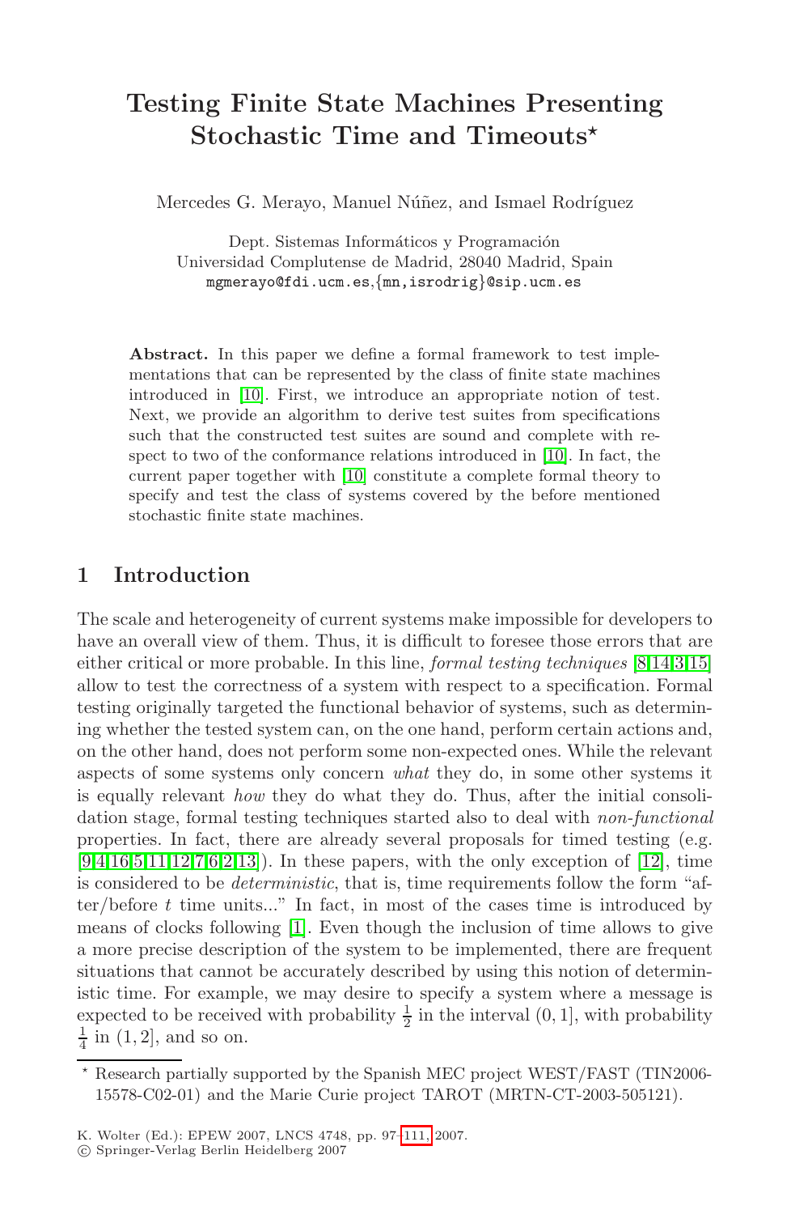# Testing Finite State Machines Presenting Stochastic Time and Timeouts*

Mercedes G. Merayo, Manuel Núñez, and Ismael Rodríguez

Dept. Sistemas Informáticos y Programación
Universidad Complutense de Madrid, 28040 Madrid, Spain
mgmerayo@fdi.ucm.es,{mn,isrodrig}@sip.ucm.es

**Abstract.** In this paper we define a formal framework to test implementations that can be represented by the class of finite state machines introduced in [10]. First, we introduce an appropriate notion of test. Next, we provide an algorithm to derive test suites from specifications such that the constructed test suites are sound and complete with respect to two of the conformance relations introduced in [10]. In fact, the current paper together with [10] constitute a complete formal theory to specify and test the class of systems covered by the before mentioned stochastic finite state machines.

## 1 Introduction

The scale and heterogeneity of current systems make impossible for developers to have an overall view of them. Thus, it is difficult to foresee those errors that are either critical or more probable. In this line, *formal testing techniques* [8,14,3,15] allow to test the correctness of a system with respect to a specification. Formal testing originally targeted the functional behavior of systems, such as determining whether the tested system can, on the one hand, perform certain actions and, on the other hand, does not perform some non-expected ones. While the relevant aspects of some systems only concern *what* they do, in some other systems it is equally relevant *how* they do what they do. Thus, after the initial consolidation stage, formal testing techniques started also to deal with *non-functional* properties. In fact, there are already several proposals for timed testing (e.g. [9,4,16,5,11,12,7,6,2,13]). In these papers, with the only exception of [12], time is considered to be *deterministic*, that is, time requirements follow the form "after/before $t$ time units..." In fact, in most of the cases time is introduced by means of clocks following [1]. Even though the inclusion of time allows to give a more precise description of the system to be implemented, there are frequent situations that cannot be accurately described by using this notion of deterministic time. For example, we may desire to specify a system where a message is expected to be received with probability $\frac{1}{2}$ in the interval $(0, 1]$, with probability $\frac{1}{4}$ in $(1, 2]$, and so on.

* Research partially supported by the Spanish MEC project WEST/FAST (TIN2006-15578-C02-01) and the Marie Curie project TAROT (MRTN-CT-2003-505121).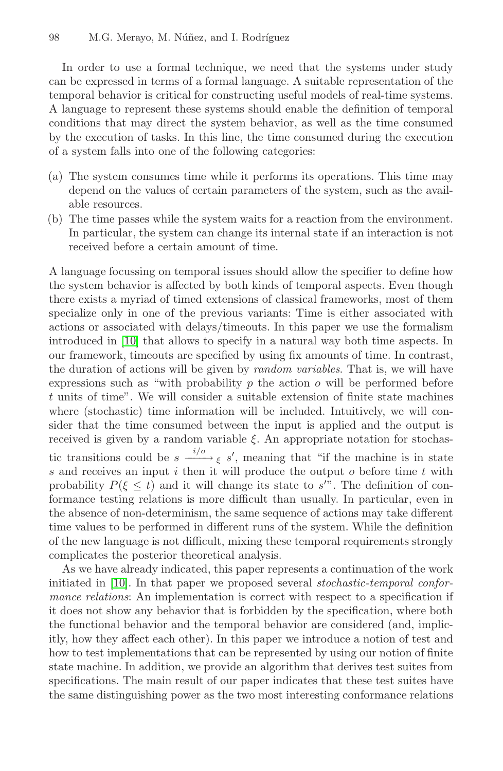In order to use a formal technique, we need that the systems under study can be expressed in terms of a formal language. A suitable representation of the temporal behavior is critical for constructing useful models of real-time systems. A language to represent these systems should enable the definition of temporal conditions that may direct the system behavior, as well as the time consumed by the execution of tasks. In this line, the time consumed during the execution of a system falls into one of the following categories:

(a) The system consumes time while it performs its operations. This time may depend on the values of certain parameters of the system, such as the available resources.
(b) The time passes while the system waits for a reaction from the environment. In particular, the system can change its internal state if an interaction is not received before a certain amount of time.

A language focussing on temporal issues should allow the specifier to define how the system behavior is affected by both kinds of temporal aspects. Even though there exists a myriad of timed extensions of classical frameworks, most of them specialize only in one of the previous variants: Time is either associated with actions or associated with delays/timeouts. In this paper we use the formalism introduced in [10] that allows to specify in a natural way both time aspects. In our framework, timeouts are specified by using fix amounts of time. In contrast, the duration of actions will be given by *random variables*. That is, we will have expressions such as "with probability $p$ the action $o$ will be performed before $t$ units of time". We will consider a suitable extension of finite state machines where (stochastic) time information will be included. Intuitively, we will consider that the time consumed between the input is applied and the output is received is given by a random variable $\xi$. An appropriate notation for stochastic transitions could be $s \xrightarrow{i/o}_{\xi} s'$, meaning that "if the machine is in state $s$ and receives an input $i$ then it will produce the output $o$ before time $t$ with probability $P(\xi \leq t)$ and it will change its state to $s'$". The definition of conformance testing relations is more difficult than usually. In particular, even in the absence of non-determinism, the same sequence of actions may take different time values to be performed in different runs of the system. While the definition of the new language is not difficult, mixing these temporal requirements strongly complicates the posterior theoretical analysis.

As we have already indicated, this paper represents a continuation of the work initiated in [10]. In that paper we proposed several *stochastic-temporal conformance relations*: An implementation is correct with respect to a specification if it does not show any behavior that is forbidden by the specification, where both the functional behavior and the temporal behavior are considered (and, implicitly, how they affect each other). In this paper we introduce a notion of test and how to test implementations that can be represented by using our notion of finite state machine. In addition, we provide an algorithm that derives test suites from specifications. The main result of our paper indicates that these test suites have the same distinguishing power as the two most interesting conformance relations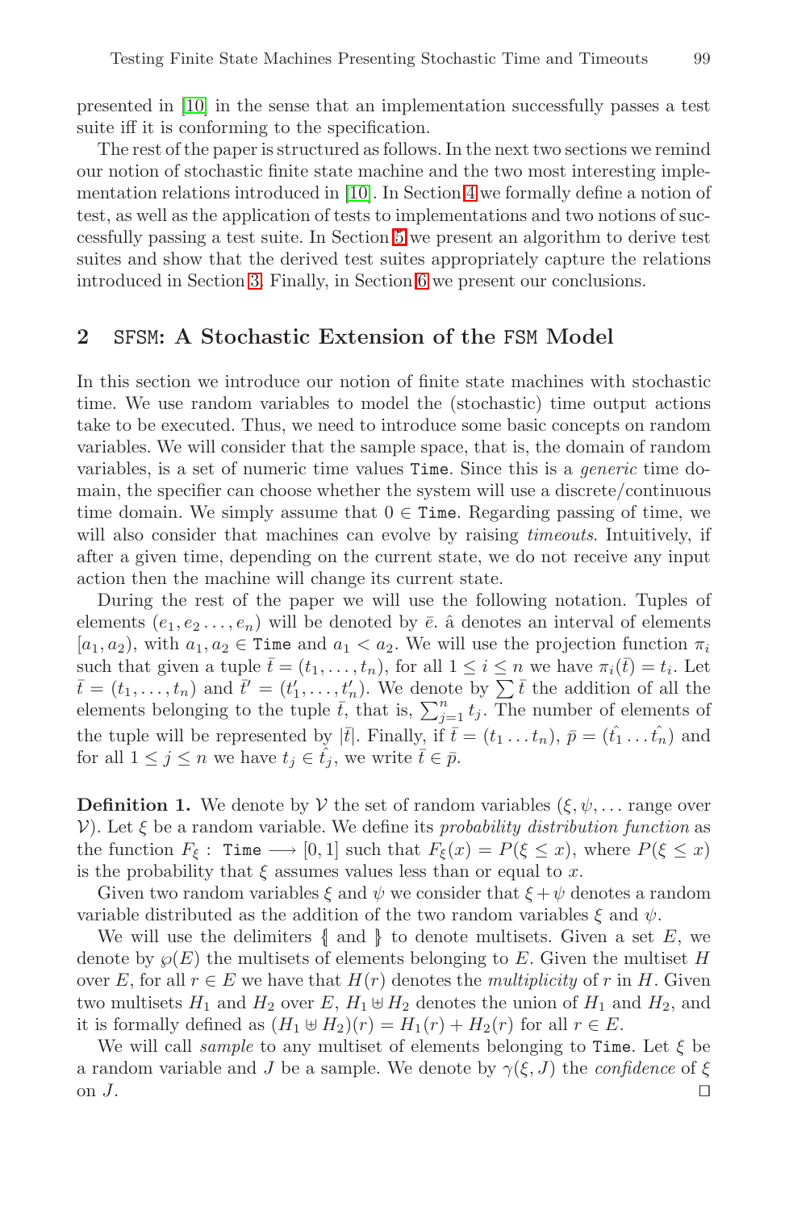presented in [10] in the sense that an implementation successfully passes a test suite iff it is conforming to the specification.

The rest of the paper is structured as follows. In the next two sections we remind our notion of stochastic finite state machine and the two most interesting implementation relations introduced in [10]. In Section 4 we formally define a notion of test, as well as the application of tests to implementations and two notions of successfully passing a test suite. In Section 5 we present an algorithm to derive test suites and show that the derived test suites appropriately capture the relations introduced in Section 3. Finally, in Section 6 we present our conclusions.

## 2 SFSM: A Stochastic Extension of the FSM Model

In this section we introduce our notion of finite state machines with stochastic time. We use random variables to model the (stochastic) time output actions take to be executed. Thus, we need to introduce some basic concepts on random variables. We will consider that the sample space, that is, the domain of random variables, is a set of numeric time values Time. Since this is a *generic* time domain, the specifier can choose whether the system will use a discrete/continuous time domain. We simply assume that $0 \in \texttt{Time}$. Regarding passing of time, we will also consider that machines can evolve by raising *timeouts*. Intuitively, if after a given time, depending on the current state, we do not receive any input action then the machine will change its current state.

During the rest of the paper we will use the following notation. Tuples of elements $(e_1, e_2 \ldots, e_n)$ will be denoted by $\bar{e}$. $\hat{a}$ denotes an interval of elements $[a_1, a_2)$, with $a_1, a_2 \in \texttt{Time}$ and $a_1 < a_2$. We will use the projection function $\pi_i$ such that given a tuple $\bar{t} = (t_1, \ldots, t_n)$, for all $1 \leq i \leq n$ we have $\pi_i(\bar{t}) = t_i$. Let $\bar{t} = (t_1, \ldots, t_n)$ and $\bar{t}' = (t'_1, \ldots, t'_n)$. We denote by $\sum \bar{t}$ the addition of all the elements belonging to the tuple $\bar{t}$, that is, $\sum_{j=1}^{n} t_j$. The number of elements of the tuple will be represented by $|\bar{t}|$. Finally, if $\bar{t} = (t_1 \ldots t_n)$, $\bar{p} = (\hat{t_1} \ldots \hat{t_n})$ and for all $1 \leq j \leq n$ we have $t_j \in \hat{t_j}$, we write $\bar{t} \in \bar{p}$.

**Definition 1.** We denote by $\mathcal{V}$ the set of random variables ($\xi, \psi, \ldots$ range over $\mathcal{V}$). Let $\xi$ be a random variable. We define its *probability distribution function* as the function $F_\xi : \texttt{Time} \longrightarrow [0, 1]$ such that $F_\xi(x) = P(\xi \leq x)$, where $P(\xi \leq x)$ is the probability that $\xi$ assumes values less than or equal to $x$.

Given two random variables $\xi$ and $\psi$ we consider that $\xi + \psi$ denotes a random variable distributed as the addition of the two random variables $\xi$ and $\psi$.

We will use the delimiters $\{\!|$ and $|\!\}$ to denote multisets. Given a set $E$, we denote by $\wp(E)$ the multisets of elements belonging to $E$. Given the multiset $H$ over $E$, for all $r \in E$ we have that $H(r)$ denotes the *multiplicity* of $r$ in $H$. Given two multisets $H_1$ and $H_2$ over $E$, $H_1 \uplus H_2$ denotes the union of $H_1$ and $H_2$, and it is formally defined as $(H_1 \uplus H_2)(r) = H_1(r) + H_2(r)$ for all $r \in E$.

We will call *sample* to any multiset of elements belonging to Time. Let $\xi$ be a random variable and $J$ be a sample. We denote by $\gamma(\xi, J)$ the *confidence* of $\xi$ on $J$. □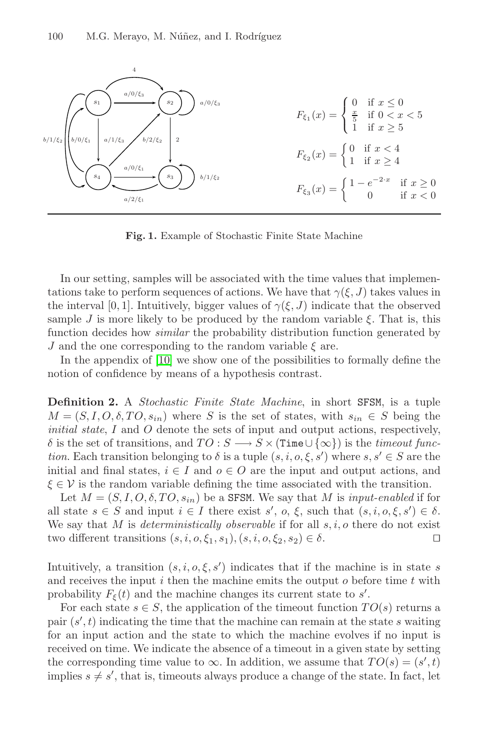$$F_{\xi_1}(x) = \begin{cases} 0 & \text{if } x \leq 0 \\ \frac{x}{5} & \text{if } 0 < x < 5 \\ 1 & \text{if } x \geq 5 \end{cases}$$

$$F_{\xi_2}(x) = \begin{cases} 0 & \text{if } x < 4 \\ 1 & \text{if } x \geq 4 \end{cases}$$

$$F_{\xi_3}(x) = \begin{cases} 1 - e^{-2 \cdot x} & \text{if } x \geq 0 \\ 0 & \text{if } x < 0 \end{cases}$$

**Fig. 1.** Example of Stochastic Finite State Machine

In our setting, samples will be associated with the time values that implementations take to perform sequences of actions. We have that $\gamma(\xi, J)$ takes values in the interval $[0, 1]$. Intuitively, bigger values of $\gamma(\xi, J)$ indicate that the observed sample $J$ is more likely to be produced by the random variable $\xi$. That is, this function decides how *similar* the probability distribution function generated by $J$ and the one corresponding to the random variable $\xi$ are.

In the appendix of [10] we show one of the possibilities to formally define the notion of confidence by means of a hypothesis contrast.

**Definition 2.** A *Stochastic Finite State Machine*, in short SFSM, is a tuple $M = (S, I, O, \delta, TO, s_{in})$ where $S$ is the set of states, with $s_{in} \in S$ being the *initial state*, $I$ and $O$ denote the sets of input and output actions, respectively, $\delta$ is the set of transitions, and $TO : S \longrightarrow S \times (\mathtt{Time} \cup \{\infty\})$ is the *timeout function*. Each transition belonging to $\delta$ is a tuple $(s, i, o, \xi, s')$ where $s, s' \in S$ are the initial and final states, $i \in I$ and $o \in O$ are the input and output actions, and $\xi \in \mathcal{V}$ is the random variable defining the time associated with the transition.

Let $M = (S, I, O, \delta, TO, s_{in})$ be a SFSM. We say that $M$ is *input-enabled* if for all state $s \in S$ and input $i \in I$ there exist $s'$, $o$, $\xi$, such that $(s, i, o, \xi, s') \in \delta$. We say that $M$ is *deterministically observable* if for all $s, i, o$ there do not exist two different transitions $(s, i, o, \xi_1, s_1), (s, i, o, \xi_2, s_2) \in \delta$. $\square$

Intuitively, a transition $(s, i, o, \xi, s')$ indicates that if the machine is in state $s$ and receives the input $i$ then the machine emits the output $o$ before time $t$ with probability $F_\xi(t)$ and the machine changes its current state to $s'$.

For each state $s \in S$, the application of the timeout function $TO(s)$ returns a pair $(s', t)$ indicating the time that the machine can remain at the state $s$ waiting for an input action and the state to which the machine evolves if no input is received on time. We indicate the absence of a timeout in a given state by setting the corresponding time value to $\infty$. In addition, we assume that $TO(s) = (s', t)$ implies $s \neq s'$, that is, timeouts always produce a change of the state. In fact, let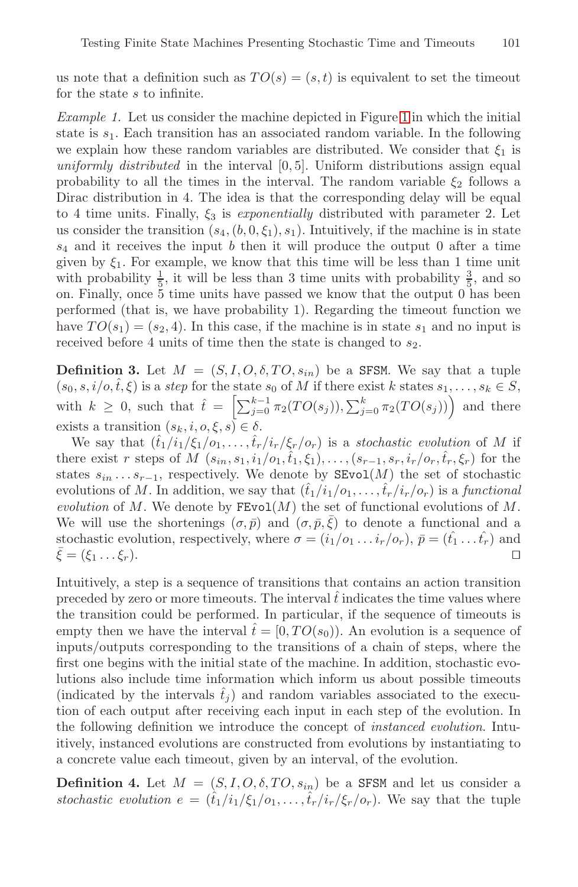us note that a definition such as $TO(s) = (s, t)$ is equivalent to set the timeout for the state $s$ to infinite.

*Example 1.* Let us consider the machine depicted in Figure 1 in which the initial state is $s_1$. Each transition has an associated random variable. In the following we explain how these random variables are distributed. We consider that $\xi_1$ is *uniformly distributed* in the interval $[0, 5]$. Uniform distributions assign equal probability to all the times in the interval. The random variable $\xi_2$ follows a Dirac distribution in 4. The idea is that the corresponding delay will be equal to 4 time units. Finally, $\xi_3$ is *exponentially* distributed with parameter 2. Let us consider the transition $(s_4, (b, 0, \xi_1), s_1)$. Intuitively, if the machine is in state $s_4$ and it receives the input $b$ then it will produce the output 0 after a time given by $\xi_1$. For example, we know that this time will be less than 1 time unit with probability $\frac{1}{5}$, it will be less than 3 time units with probability $\frac{3}{5}$, and so on. Finally, once 5 time units have passed we know that the output 0 has been performed (that is, we have probability 1). Regarding the timeout function we have $TO(s_1) = (s_2, 4)$. In this case, if the machine is in state $s_1$ and no input is received before 4 units of time then the state is changed to $s_2$.

**Definition 3.** Let $M = (S, I, O, \delta, TO, s_{in})$ be a SFSM. We say that a tuple $(s_0, s, i/o, \hat{t}, \xi)$ is a *step* for the state $s_0$ of $M$ if there exist $k$ states $s_1, \ldots, s_k \in S$, with $k \geq 0$, such that $\hat{t} = \left[\sum_{j=0}^{k-1} \pi_2(TO(s_j)), \sum_{j=0}^{k} \pi_2(TO(s_j))\right)$ and there exists a transition $(s_k, i, o, \xi, s) \in \delta$.

We say that $(\hat{t}_1/i_1/\xi_1/o_1, \ldots, \hat{t}_r/i_r/\xi_r/o_r)$ is a *stochastic evolution* of $M$ if there exist $r$ steps of $M$ $(s_{in}, s_1, i_1/o_1, \hat{t}_1, \xi_1), \ldots, (s_{r-1}, s_r, i_r/o_r, \hat{t}_r, \xi_r)$ for the states $s_{in} \ldots s_{r-1}$, respectively. We denote by $\texttt{SEvol}(M)$ the set of stochastic evolutions of $M$. In addition, we say that $(\hat{t}_1/i_1/o_1, \ldots, \hat{t}_r/i_r/o_r)$ is a *functional evolution* of $M$. We denote by $\texttt{FEvol}(M)$ the set of functional evolutions of $M$. We will use the shortenings $(\sigma, \bar{p})$ and $(\sigma, \bar{p}, \bar{\xi})$ to denote a functional and a stochastic evolution, respectively, where $\sigma = (i_1/o_1 \ldots i_r/o_r)$, $\bar{p} = (\hat{t_1} \ldots \hat{t_r})$ and $\bar{\xi} = (\xi_1 \ldots \xi_r)$. □

Intuitively, a step is a sequence of transitions that contains an action transition preceded by zero or more timeouts. The interval $\hat{t}$ indicates the time values where the transition could be performed. In particular, if the sequence of timeouts is empty then we have the interval $\hat{t} = [0, TO(s_0))$. An evolution is a sequence of inputs/outputs corresponding to the transitions of a chain of steps, where the first one begins with the initial state of the machine. In addition, stochastic evolutions also include time information which inform us about possible timeouts (indicated by the intervals $\hat{t}_j$) and random variables associated to the execution of each output after receiving each input in each step of the evolution. In the following definition we introduce the concept of *instanced evolution*. Intuitively, instanced evolutions are constructed from evolutions by instantiating to a concrete value each timeout, given by an interval, of the evolution.

**Definition 4.** Let $M = (S, I, O, \delta, TO, s_{in})$ be a SFSM and let us consider a *stochastic evolution* $e = (\hat{t}_1/i_1/\xi_1/o_1, \ldots, \hat{t}_r/i_r/\xi_r/o_r)$. We say that the tuple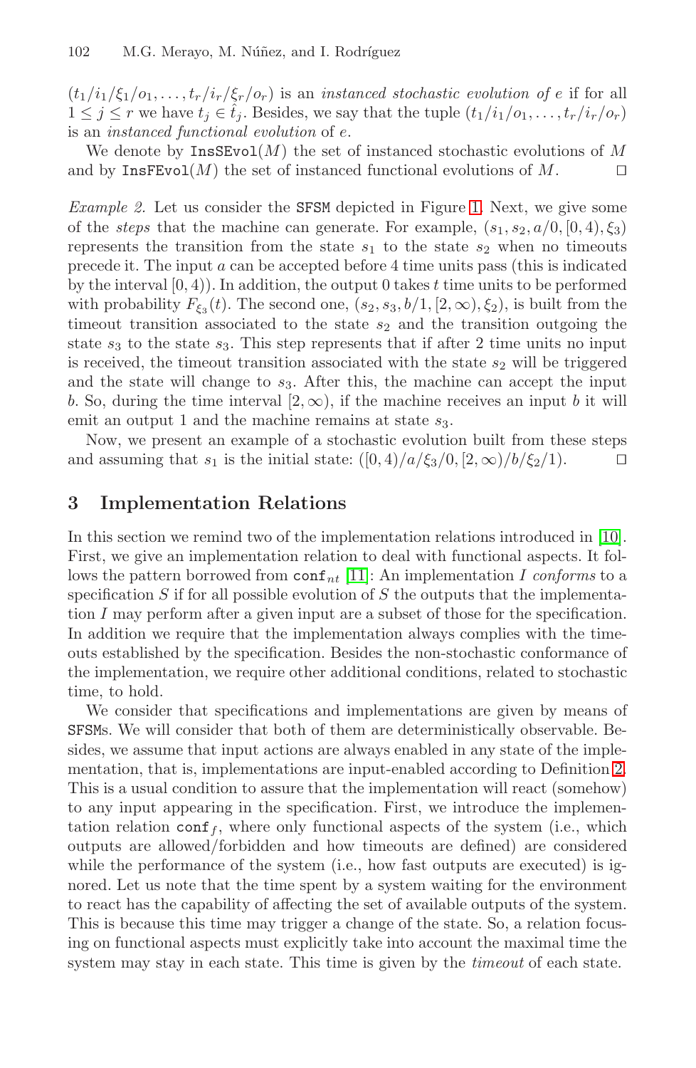$(t_1/i_1/\xi_1/o_1, \ldots, t_r/i_r/\xi_r/o_r)$ is an *instanced stochastic evolution of* $e$ if for all $1 \leq j \leq r$ we have $t_j \in \hat{t}_j$. Besides, we say that the tuple $(t_1/i_1/o_1, \ldots, t_r/i_r/o_r)$ is an *instanced functional evolution* of $e$.

We denote by $\texttt{InsSEvol}(M)$ the set of instanced stochastic evolutions of $M$ and by $\texttt{InsFEvol}(M)$ the set of instanced functional evolutions of $M$. □

*Example 2.* Let us consider the SFSM depicted in Figure 1. Next, we give some of the *steps* that the machine can generate. For example, $(s_1, s_2, a/0, [0, 4), \xi_3)$ represents the transition from the state $s_1$ to the state $s_2$ when no timeouts precede it. The input $a$ can be accepted before 4 time units pass (this is indicated by the interval $[0, 4)$). In addition, the output 0 takes $t$ time units to be performed with probability $F_{\xi_3}(t)$. The second one, $(s_2, s_3, b/1, [2, \infty), \xi_2)$, is built from the timeout transition associated to the state $s_2$ and the transition outgoing the state $s_3$ to the state $s_3$. This step represents that if after 2 time units no input is received, the timeout transition associated with the state $s_2$ will be triggered and the state will change to $s_3$. After this, the machine can accept the input $b$. So, during the time interval $[2, \infty)$, if the machine receives an input $b$ it will emit an output 1 and the machine remains at state $s_3$.

Now, we present an example of a stochastic evolution built from these steps and assuming that $s_1$ is the initial state: $([0, 4)/a/\xi_3/0, [2, \infty)/b/\xi_2/1)$. □

## 3 Implementation Relations

In this section we remind two of the implementation relations introduced in [10]. First, we give an implementation relation to deal with functional aspects. It follows the pattern borrowed from $\texttt{conf}_{nt}$ [11]: An implementation $I$ *conforms* to a specification $S$ if for all possible evolution of $S$ the outputs that the implementation $I$ may perform after a given input are a subset of those for the specification. In addition we require that the implementation always complies with the timeouts established by the specification. Besides the non-stochastic conformance of the implementation, we require other additional conditions, related to stochastic time, to hold.

We consider that specifications and implementations are given by means of SFSMs. We will consider that both of them are deterministically observable. Besides, we assume that input actions are always enabled in any state of the implementation, that is, implementations are input-enabled according to Definition 2. This is a usual condition to assure that the implementation will react (somehow) to any input appearing in the specification. First, we introduce the implementation relation $\texttt{conf}_f$, where only functional aspects of the system (i.e., which outputs are allowed/forbidden and how timeouts are defined) are considered while the performance of the system (i.e., how fast outputs are executed) is ignored. Let us note that the time spent by a system waiting for the environment to react has the capability of affecting the set of available outputs of the system. This is because this time may trigger a change of the state. So, a relation focusing on functional aspects must explicitly take into account the maximal time the system may stay in each state. This time is given by the *timeout* of each state.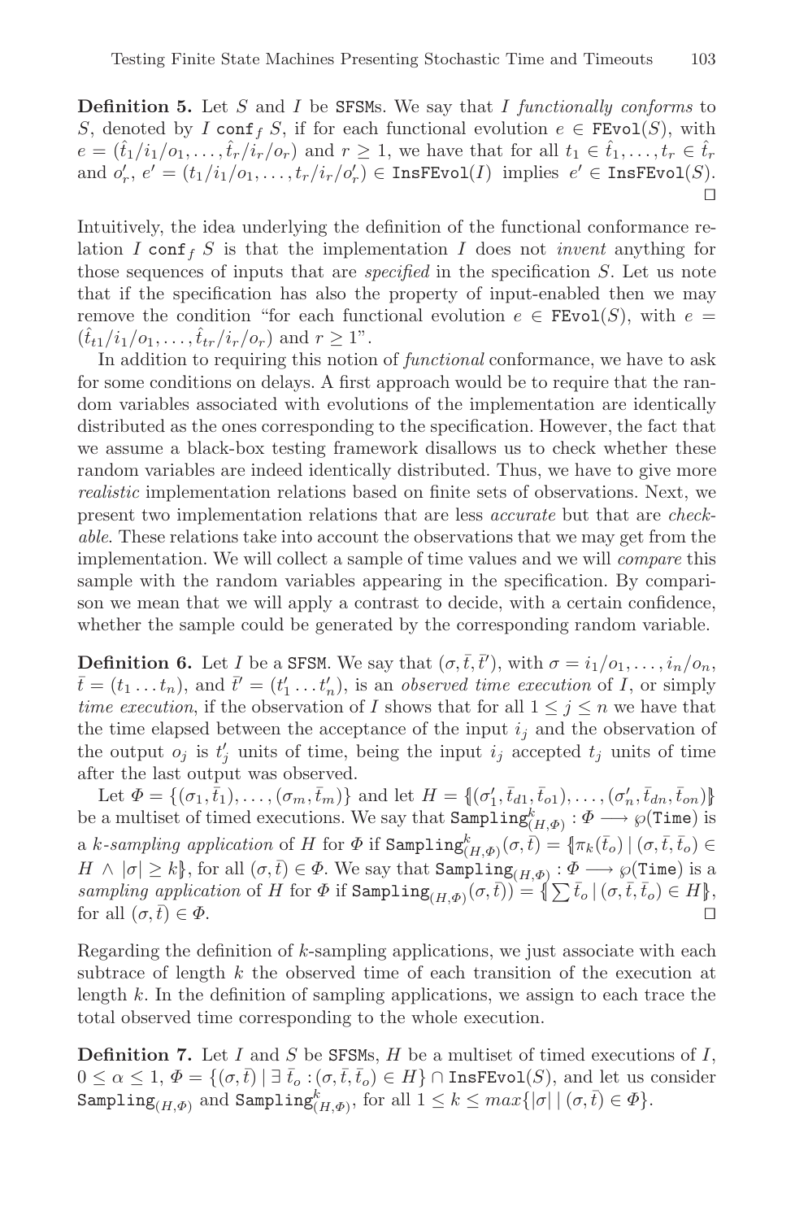**Definition 5.** Let $S$ and $I$ be SFSMs. We say that $I$ *functionally conforms* to $S$, denoted by $I \ \mathtt{conf}_f \ S$, if for each functional evolution $e \in \mathtt{FEvol}(S)$, with $e = (\hat{t}_1/i_1/o_1, \ldots, \hat{t}_r/i_r/o_r)$ and $r \geq 1$, we have that for all $t_1 \in \hat{t}_1, \ldots, t_r \in \hat{t}_r$ and $o'_r$, $e' = (t_1/i_1/o_1, \ldots, t_r/i_r/o'_r) \in \mathtt{InsFEvol}(I)$ implies $e' \in \mathtt{InsFEvol}(S)$. □

Intuitively, the idea underlying the definition of the functional conformance relation $I \ \mathtt{conf}_f \ S$ is that the implementation $I$ does not *invent* anything for those sequences of inputs that are *specified* in the specification $S$. Let us note that if the specification has also the property of input-enabled then we may remove the condition "for each functional evolution $e \in \mathtt{FEvol}(S)$, with $e = (\hat{t}_{t1}/i_1/o_1, \ldots, \hat{t}_{tr}/i_r/o_r)$ and $r \geq 1$".

In addition to requiring this notion of *functional* conformance, we have to ask for some conditions on delays. A first approach would be to require that the random variables associated with evolutions of the implementation are identically distributed as the ones corresponding to the specification. However, the fact that we assume a black-box testing framework disallows us to check whether these random variables are indeed identically distributed. Thus, we have to give more *realistic* implementation relations based on finite sets of observations. Next, we present two implementation relations that are less *accurate* but that are *checkable*. These relations take into account the observations that we may get from the implementation. We will collect a sample of time values and we will *compare* this sample with the random variables appearing in the specification. By comparison we mean that we will apply a contrast to decide, with a certain confidence, whether the sample could be generated by the corresponding random variable.

**Definition 6.** Let $I$ be a SFSM. We say that $(\sigma, \bar{t}, \bar{t}')$, with $\sigma = i_1/o_1, \ldots, i_n/o_n$, $\bar{t} = (t_1 \ldots t_n)$, and $\bar{t}' = (t'_1 \ldots t'_n)$, is an *observed time execution* of $I$, or simply *time execution*, if the observation of $I$ shows that for all $1 \leq j \leq n$ we have that the time elapsed between the acceptance of the input $i_j$ and the observation of the output $o_j$ is $t'_j$ units of time, being the input $i_j$ accepted $t_j$ units of time after the last output was observed.

Let $\Phi = \{(\sigma_1, \bar{t}_1), \ldots, (\sigma_m, \bar{t}_m)\}$ and let $H = \{\!|(\sigma'_1, \bar{t}_{d1}, \bar{t}_{o1}), \ldots, (\sigma'_n, \bar{t}_{dn}, \bar{t}_{on})|\!\}$ be a multiset of timed executions. We say that $\mathtt{Sampling}^k_{(H,\Phi)} : \Phi \longrightarrow \wp(\mathtt{Time})$ is a *k-sampling application* of $H$ for $\Phi$ if $\mathtt{Sampling}^k_{(H,\Phi)}(\sigma, \bar{t}) = \{\!|\pi_k(\bar{t}_o) \mid (\sigma, \bar{t}, \bar{t}_o) \in H \wedge |\sigma| \geq k|\!\}$, for all $(\sigma, \bar{t}) \in \Phi$. We say that $\mathtt{Sampling}_{(H,\Phi)} : \Phi \longrightarrow \wp(\mathtt{Time})$ is a *sampling application* of $H$ for $\Phi$ if $\mathtt{Sampling}_{(H,\Phi)}(\sigma, \bar{t})) = \{\!| \sum \bar{t}_o \mid (\sigma, \bar{t}, \bar{t}_o) \in H|\!\}$, for all $(\sigma, \bar{t}) \in \Phi$. □

Regarding the definition of $k$-sampling applications, we just associate with each subtrace of length $k$ the observed time of each transition of the execution at length $k$. In the definition of sampling applications, we assign to each trace the total observed time corresponding to the whole execution.

**Definition 7.** Let $I$ and $S$ be SFSMs, $H$ be a multiset of timed executions of $I$, $0 \leq \alpha \leq 1$, $\Phi = \{(\sigma, \bar{t}) \mid \exists\, \bar{t}_o : (\sigma, \bar{t}, \bar{t}_o) \in H\} \cap \mathtt{InsFEvol}(S)$, and let us consider $\mathtt{Sampling}_{(H,\Phi)}$ and $\mathtt{Sampling}^k_{(H,\Phi)}$, for all $1 \leq k \leq max\{|\sigma| \mid (\sigma, \bar{t}) \in \Phi\}$.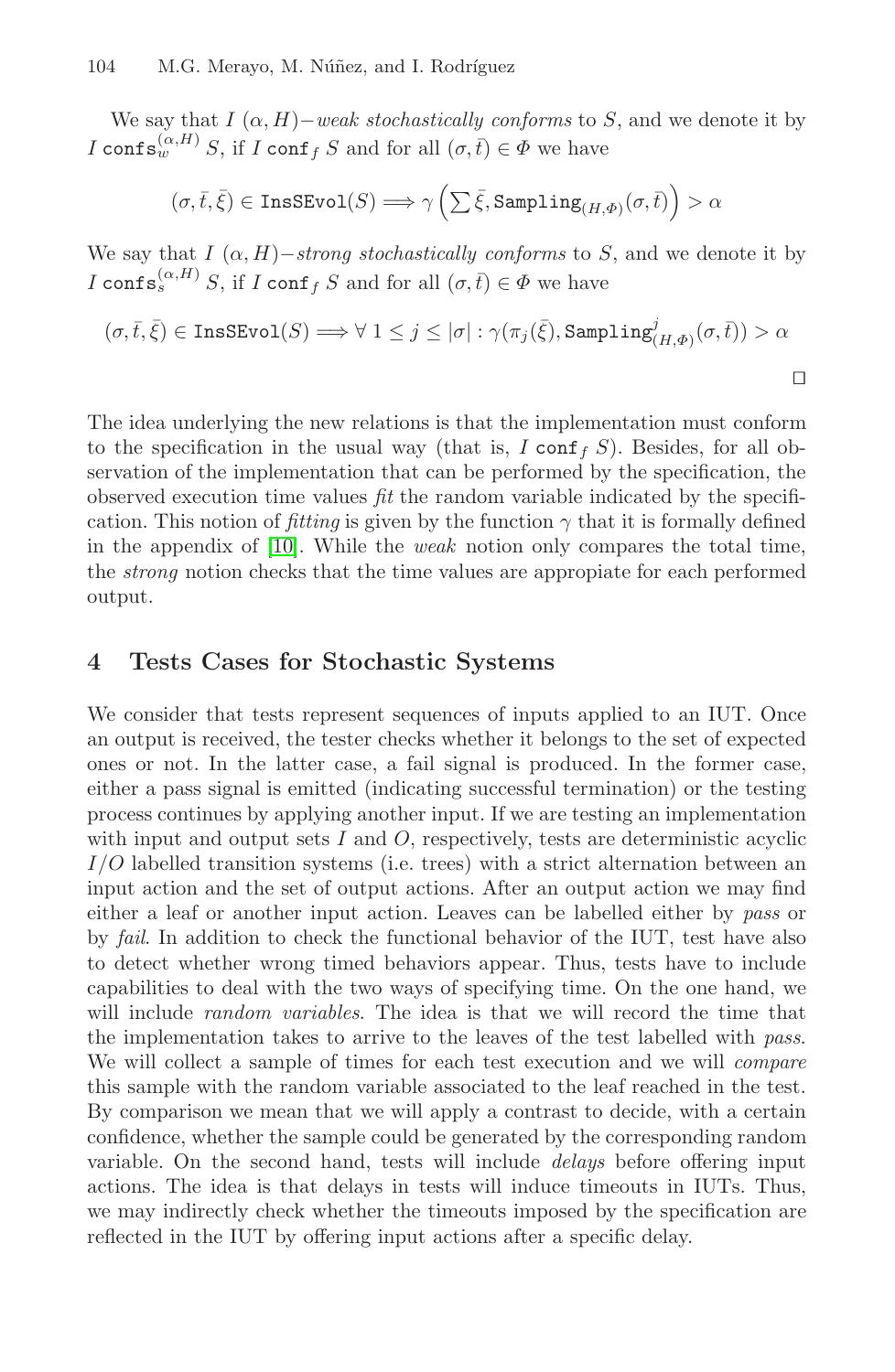We say that $I$ $(\alpha, H)-$*weak stochastically conforms* to $S$, and we denote it by $I \;\texttt{confs}_w^{(\alpha,H)}\; S$, if $I \;\texttt{conf}_f\; S$ and for all $(\sigma, \bar{t}) \in \Phi$ we have

$$(\sigma, \bar{t}, \bar{\xi}) \in \texttt{InsSEvol}(S) \Longrightarrow \gamma\left(\sum \bar{\xi}, \texttt{Sampling}_{(H,\Phi)}(\sigma, \bar{t})\right) > \alpha$$

We say that $I$ $(\alpha, H)-$*strong stochastically conforms* to $S$, and we denote it by $I \;\texttt{confs}_s^{(\alpha,H)}\; S$, if $I \;\texttt{conf}_f\; S$ and for all $(\sigma, \bar{t}) \in \Phi$ we have

$$(\sigma, \bar{t}, \bar{\xi}) \in \texttt{InsSEvol}(S) \Longrightarrow \forall\, 1 \leq j \leq |\sigma| : \gamma(\pi_j(\bar{\xi}), \texttt{Sampling}^j_{(H,\Phi)}(\sigma, \bar{t})) > \alpha$$

□

The idea underlying the new relations is that the implementation must conform to the specification in the usual way (that is, $I \;\texttt{conf}_f\; S$). Besides, for all observation of the implementation that can be performed by the specification, the observed execution time values *fit* the random variable indicated by the specification. This notion of *fitting* is given by the function $\gamma$ that it is formally defined in the appendix of [10]. While the *weak* notion only compares the total time, the *strong* notion checks that the time values are appropiate for each performed output.

## 4 Tests Cases for Stochastic Systems

We consider that tests represent sequences of inputs applied to an IUT. Once an output is received, the tester checks whether it belongs to the set of expected ones or not. In the latter case, a fail signal is produced. In the former case, either a pass signal is emitted (indicating successful termination) or the testing process continues by applying another input. If we are testing an implementation with input and output sets $I$ and $O$, respectively, tests are deterministic acyclic $I/O$ labelled transition systems (i.e. trees) with a strict alternation between an input action and the set of output actions. After an output action we may find either a leaf or another input action. Leaves can be labelled either by *pass* or by *fail*. In addition to check the functional behavior of the IUT, test have also to detect whether wrong timed behaviors appear. Thus, tests have to include capabilities to deal with the two ways of specifying time. On the one hand, we will include *random variables*. The idea is that we will record the time that the implementation takes to arrive to the leaves of the test labelled with *pass*. We will collect a sample of times for each test execution and we will *compare* this sample with the random variable associated to the leaf reached in the test. By comparison we mean that we will apply a contrast to decide, with a certain confidence, whether the sample could be generated by the corresponding random variable. On the second hand, tests will include *delays* before offering input actions. The idea is that delays in tests will induce timeouts in IUTs. Thus, we may indirectly check whether the timeouts imposed by the specification are reflected in the IUT by offering input actions after a specific delay.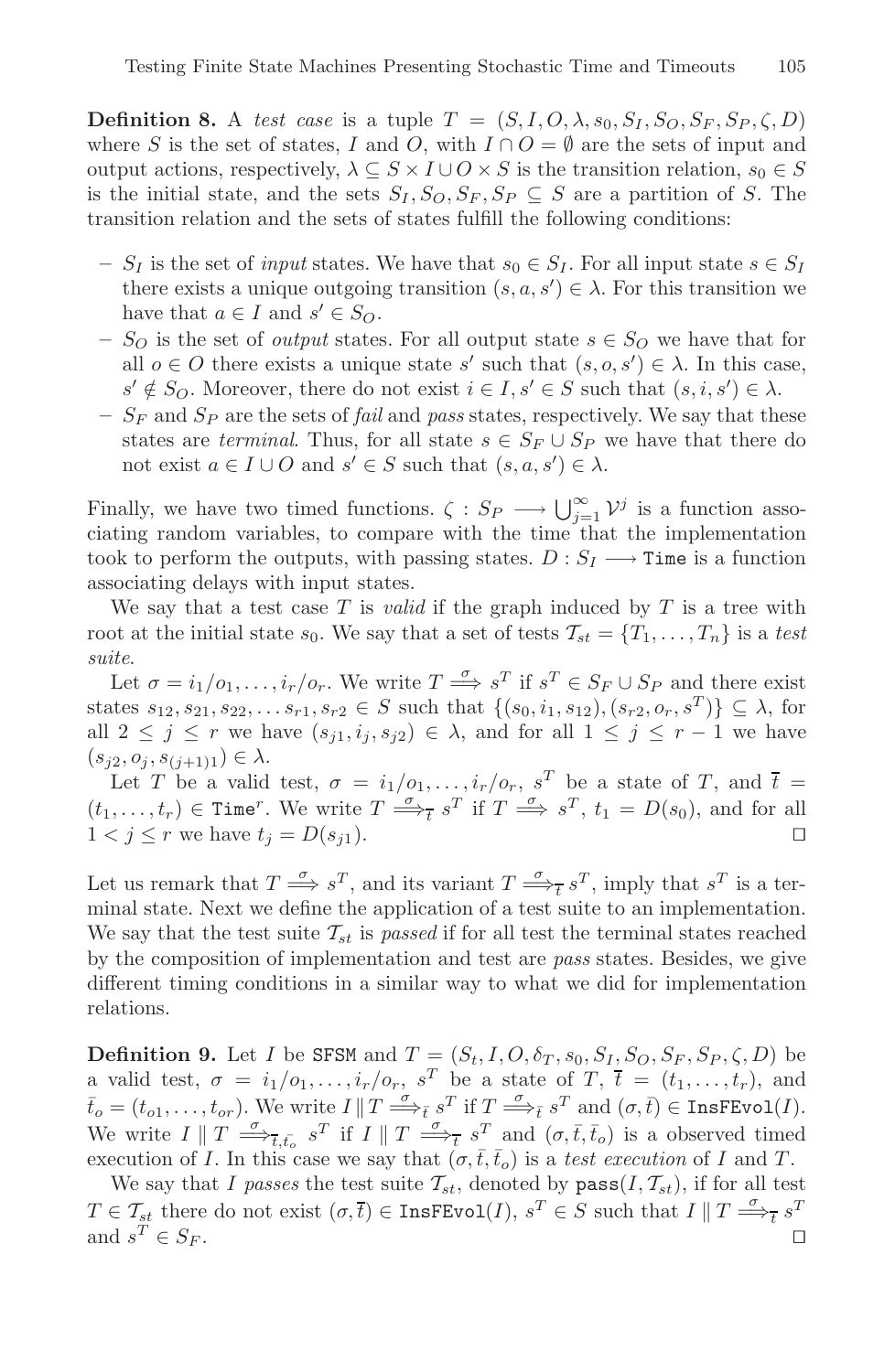**Definition 8.** A *test case* is a tuple $T = (S, I, O, \lambda, s_0, S_I, S_O, S_F, S_P, \zeta, D)$ where $S$ is the set of states, $I$ and $O$, with $I \cap O = \emptyset$ are the sets of input and output actions, respectively, $\lambda \subseteq S \times I \cup O \times S$ is the transition relation, $s_0 \in S$ is the initial state, and the sets $S_I, S_O, S_F, S_P \subseteq S$ are a partition of $S$. The transition relation and the sets of states fulfill the following conditions:

- $S_I$ is the set of *input* states. We have that $s_0 \in S_I$. For all input state $s \in S_I$ there exists a unique outgoing transition $(s, a, s') \in \lambda$. For this transition we have that $a \in I$ and $s' \in S_O$.
- $S_O$ is the set of *output* states. For all output state $s \in S_O$ we have that for all $o \in O$ there exists a unique state $s'$ such that $(s, o, s') \in \lambda$. In this case, $s' \notin S_O$. Moreover, there do not exist $i \in I, s' \in S$ such that $(s, i, s') \in \lambda$.
- $S_F$ and $S_P$ are the sets of *fail* and *pass* states, respectively. We say that these states are *terminal*. Thus, for all state $s \in S_F \cup S_P$ we have that there do not exist $a \in I \cup O$ and $s' \in S$ such that $(s, a, s') \in \lambda$.

Finally, we have two timed functions. $\zeta : S_P \longrightarrow \bigcup_{j=1}^{\infty} \mathcal{V}^j$ is a function associating random variables, to compare with the time that the implementation took to perform the outputs, with passing states. $D : S_I \longrightarrow \texttt{Time}$ is a function associating delays with input states.

We say that a test case $T$ is *valid* if the graph induced by $T$ is a tree with root at the initial state $s_0$. We say that a set of tests $\mathcal{T}_{st} = \{T_1, \ldots, T_n\}$ is a *test suite*.

Let $\sigma = i_1/o_1, \ldots, i_r/o_r$. We write $T \stackrel{\sigma}{\Longrightarrow} s^T$ if $s^T \in S_F \cup S_P$ and there exist states $s_{12}, s_{21}, s_{22}, \ldots s_{r1}, s_{r2} \in S$ such that $\{(s_0, i_1, s_{12}), (s_{r2}, o_r, s^T)\} \subseteq \lambda$, for all $2 \leq j \leq r$ we have $(s_{j1}, i_j, s_{j2}) \in \lambda$, and for all $1 \leq j \leq r-1$ we have $(s_{j2}, o_j, s_{(j+1)1}) \in \lambda$.

Let $T$ be a valid test, $\sigma = i_1/o_1, \ldots, i_r/o_r$, $s^T$ be a state of $T$, and $\overline{t} = (t_1, \ldots, t_r) \in \texttt{Time}^r$. We write $T \stackrel{\sigma}{\Longrightarrow}_{\overline{t}} s^T$ if $T \stackrel{\sigma}{\Longrightarrow} s^T$, $t_1 = D(s_0)$, and for all $1 < j \leq r$ we have $t_j = D(s_{j1})$. □

Let us remark that $T \stackrel{\sigma}{\Longrightarrow} s^T$, and its variant $T \stackrel{\sigma}{\Longrightarrow}_{\overline{t}} s^T$, imply that $s^T$ is a terminal state. Next we define the application of a test suite to an implementation. We say that the test suite $\mathcal{T}_{st}$ is *passed* if for all test the terminal states reached by the composition of implementation and test are *pass* states. Besides, we give different timing conditions in a similar way to what we did for implementation relations.

**Definition 9.** Let $I$ be SFSM and $T = (S_t, I, O, \delta_T, s_0, S_I, S_O, S_F, S_P, \zeta, D)$ be a valid test, $\sigma = i_1/o_1, \ldots, i_r/o_r$, $s^T$ be a state of $T$, $\overline{t} = (t_1, \ldots, t_r)$, and $\bar{t}_o = (t_{o1}, \ldots, t_{or})$. We write $I \,\|\, T \stackrel{\sigma}{\Longrightarrow}_{\bar{t}} s^T$ if $T \stackrel{\sigma}{\Longrightarrow}_{\bar{t}} s^T$ and $(\sigma, \bar{t}) \in \texttt{InsFEvol}(I)$. We write $I \,\|\, T \stackrel{\sigma}{\Longrightarrow}_{\overline{t}, \bar{t}_o} s^T$ if $I \,\|\, T \stackrel{\sigma}{\Longrightarrow}_{\overline{t}} s^T$ and $(\sigma, \bar{t}, \bar{t}_o)$ is a observed timed execution of $I$. In this case we say that $(\sigma, \bar{t}, \bar{t}_o)$ is a *test execution* of $I$ and $T$.

We say that $I$ *passes* the test suite $\mathcal{T}_{st}$, denoted by $\texttt{pass}(I, \mathcal{T}_{st})$, if for all test $T \in \mathcal{T}_{st}$ there do not exist $(\sigma, \overline{t}) \in \texttt{InsFEvol}(I)$, $s^T \in S$ such that $I \,\|\, T \stackrel{\sigma}{\Longrightarrow}_{\overline{t}} s^T$ and $s^T \in S_F$. □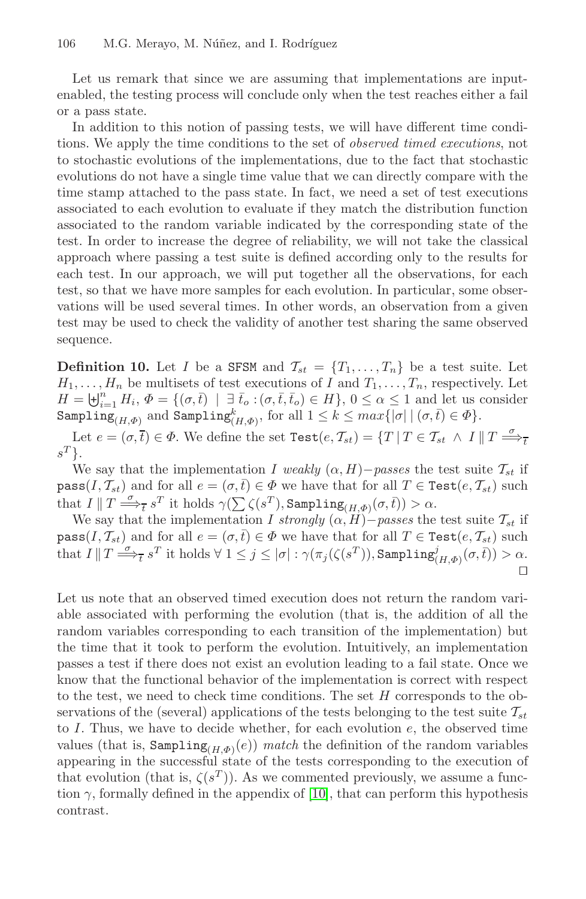Let us remark that since we are assuming that implementations are input-enabled, the testing process will conclude only when the test reaches either a fail or a pass state.

In addition to this notion of passing tests, we will have different time conditions. We apply the time conditions to the set of *observed timed executions*, not to stochastic evolutions of the implementations, due to the fact that stochastic evolutions do not have a single time value that we can directly compare with the time stamp attached to the pass state. In fact, we need a set of test executions associated to each evolution to evaluate if they match the distribution function associated to the random variable indicated by the corresponding state of the test. In order to increase the degree of reliability, we will not take the classical approach where passing a test suite is defined according only to the results for each test. In our approach, we will put together all the observations, for each test, so that we have more samples for each evolution. In particular, some observations will be used several times. In other words, an observation from a given test may be used to check the validity of another test sharing the same observed sequence.

**Definition 10.** Let $I$ be a SFSM and $\mathcal{T}_{st} = \{T_1, \ldots, T_n\}$ be a test suite. Let $H_1, \ldots, H_n$ be multisets of test executions of $I$ and $T_1, \ldots, T_n$, respectively. Let $H = \biguplus_{i=1}^{n} H_i$, $\Phi = \{(\sigma, \bar{t}) \mid \exists\, \bar{t}_o : (\sigma, \bar{t}, \bar{t}_o) \in H\}$, $0 \leq \alpha \leq 1$ and let us consider $\mathtt{Sampling}_{(H,\Phi)}$ and $\mathtt{Sampling}^{k}_{(H,\Phi)}$, for all $1 \leq k \leq max\{|\sigma| \mid (\sigma, \bar{t}) \in \Phi\}$.

Let $e = (\sigma, \bar{t}) \in \Phi$. We define the set $\mathtt{Test}(e, \mathcal{T}_{st}) = \{T \mid T \in \mathcal{T}_{st} \wedge I \,\|\, T \overset{\sigma}{\Longrightarrow}_{\bar{t}} s^T\}$.

We say that the implementation $I$ *weakly* $(\alpha, H)-$*passes* the test suite $\mathcal{T}_{st}$ if $\mathtt{pass}(I, \mathcal{T}_{st})$ and for all $e = (\sigma, \bar{t}) \in \Phi$ we have that for all $T \in \mathtt{Test}(e, \mathcal{T}_{st})$ such that $I \,\|\, T \overset{\sigma}{\Longrightarrow}_{\bar{t}} s^T$ it holds $\gamma(\sum \zeta(s^T), \mathtt{Sampling}_{(H,\Phi)}(\sigma, \bar{t})) > \alpha$.

We say that the implementation $I$ *strongly* $(\alpha, H)-$*passes* the test suite $\mathcal{T}_{st}$ if $\mathtt{pass}(I, \mathcal{T}_{st})$ and for all $e = (\sigma, \bar{t}) \in \Phi$ we have that for all $T \in \mathtt{Test}(e, \mathcal{T}_{st})$ such that $I \,\|\, T \overset{\sigma}{\Longrightarrow}_{\bar{t}} s^T$ it holds $\forall\, 1 \leq j \leq |\sigma| : \gamma(\pi_j(\zeta(s^T)), \mathtt{Sampling}^{j}_{(H,\Phi)}(\sigma, \bar{t})) > \alpha$. □

Let us note that an observed timed execution does not return the random variable associated with performing the evolution (that is, the addition of all the random variables corresponding to each transition of the implementation) but the time that it took to perform the evolution. Intuitively, an implementation passes a test if there does not exist an evolution leading to a fail state. Once we know that the functional behavior of the implementation is correct with respect to the test, we need to check time conditions. The set $H$ corresponds to the observations of the (several) applications of the tests belonging to the test suite $\mathcal{T}_{st}$ to $I$. Thus, we have to decide whether, for each evolution $e$, the observed time values (that is, $\mathtt{Sampling}_{(H,\Phi)}(e)$) *match* the definition of the random variables appearing in the successful state of the tests corresponding to the execution of that evolution (that is, $\zeta(s^T)$). As we commented previously, we assume a function $\gamma$, formally defined in the appendix of [10], that can perform this hypothesis contrast.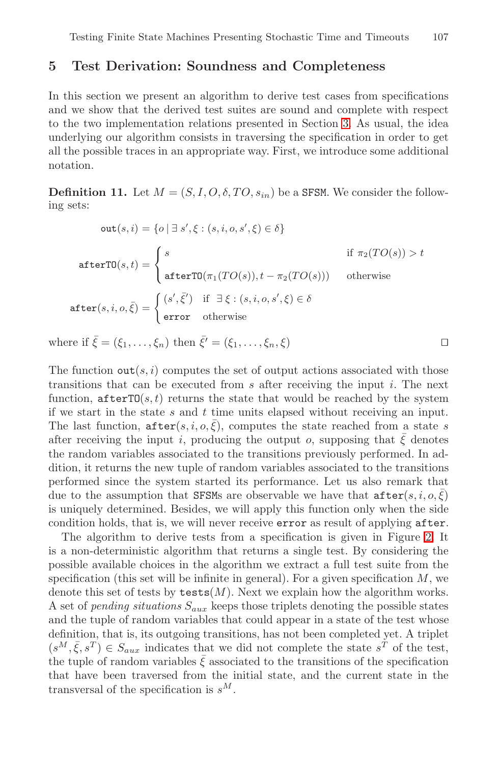## 5 Test Derivation: Soundness and Completeness

In this section we present an algorithm to derive test cases from specifications and we show that the derived test suites are sound and complete with respect to the two implementation relations presented in Section 3. As usual, the idea underlying our algorithm consists in traversing the specification in order to get all the possible traces in an appropriate way. First, we introduce some additional notation.

**Definition 11.** Let $M = (S, I, O, \delta, TO, s_{in})$ be a SFSM. We consider the following sets:

$$\mathtt{out}(s,i) = \{o \mid \exists\, s', \xi : (s,i,o,s',\xi) \in \delta\}$$

$$\mathtt{afterTO}(s,t) = \begin{cases} s & \text{if } \pi_2(TO(s)) > t \\ \mathtt{afterTO}(\pi_1(TO(s)), t - \pi_2(TO(s))) & \text{otherwise} \end{cases}$$

$$\mathtt{after}(s,i,o,\bar{\xi}) = \begin{cases} (s', \bar{\xi}') & \text{if } \exists\, \xi : (s,i,o,s',\xi) \in \delta \\ \mathtt{error} & \text{otherwise} \end{cases}$$

where if $\bar{\xi} = (\xi_1, \ldots, \xi_n)$ then $\bar{\xi}' = (\xi_1, \ldots, \xi_n, \xi)$ ◻

The function $\mathtt{out}(s,i)$ computes the set of output actions associated with those transitions that can be executed from $s$ after receiving the input $i$. The next function, $\mathtt{afterTO}(s,t)$ returns the state that would be reached by the system if we start in the state $s$ and $t$ time units elapsed without receiving an input. The last function, $\mathtt{after}(s,i,o,\bar{\xi})$, computes the state reached from a state $s$ after receiving the input $i$, producing the output $o$, supposing that $\bar{\xi}$ denotes the random variables associated to the transitions previously performed. In addition, it returns the new tuple of random variables associated to the transitions performed since the system started its performance. Let us also remark that due to the assumption that SFSMs are observable we have that $\mathtt{after}(s,i,o,\bar{\xi})$ is uniquely determined. Besides, we will apply this function only when the side condition holds, that is, we will never receive $\mathtt{error}$ as result of applying $\mathtt{after}$.

The algorithm to derive tests from a specification is given in Figure 2. It is a non-deterministic algorithm that returns a single test. By considering the possible available choices in the algorithm we extract a full test suite from the specification (this set will be infinite in general). For a given specification $M$, we denote this set of tests by $\mathtt{tests}(M)$. Next we explain how the algorithm works. A set of *pending situations* $S_{aux}$ keeps those triplets denoting the possible states and the tuple of random variables that could appear in a state of the test whose definition, that is, its outgoing transitions, has not been completed yet. A triplet $(s^M, \bar{\xi}, s^T) \in S_{aux}$ indicates that we did not complete the state $s^T$ of the test, the tuple of random variables $\bar{\xi}$ associated to the transitions of the specification that have been traversed from the initial state, and the current state in the transversal of the specification is $s^M$.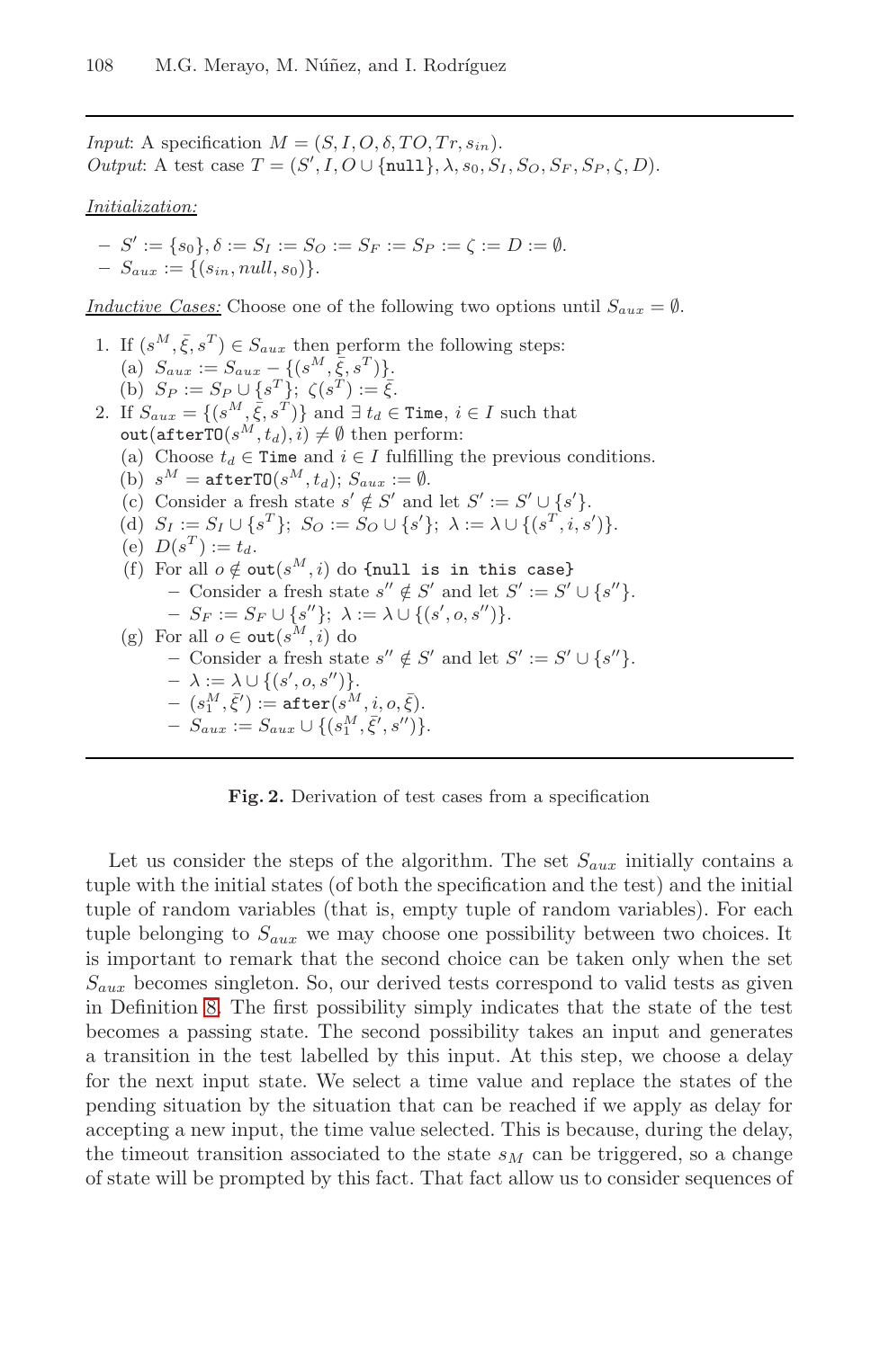*Input*: A specification $M = (S, I, O, \delta, TO, Tr, s_{in})$.
*Output*: A test case $T = (S', I, O \cup \{\texttt{null}\}, \lambda, s_0, S_I, S_O, S_F, S_P, \zeta, D)$.

*Initialization:*

- $S' := \{s_0\}, \delta := S_I := S_O := S_F := S_P := \zeta := D := \emptyset$.
- $S_{aux} := \{(s_{in}, null, s_0)\}$.

*Inductive Cases:* Choose one of the following two options until $S_{aux} = \emptyset$.

1. If $(s^M, \bar{\xi}, s^T) \in S_{aux}$ then perform the following steps:
   (a) $S_{aux} := S_{aux} - \{(s^M, \bar{\xi}, s^T)\}$.
   (b) $S_P := S_P \cup \{s^T\}$; $\zeta(s^T) := \bar{\xi}$.
2. If $S_{aux} = \{(s^M, \bar{\xi}, s^T)\}$ and $\exists\, t_d \in \texttt{Time}$, $i \in I$ such that $\texttt{out}(\texttt{afterTO}(s^M, t_d), i) \neq \emptyset$ then perform:
   (a) Choose $t_d \in \texttt{Time}$ and $i \in I$ fulfilling the previous conditions.
   (b) $s^M = \texttt{afterTO}(s^M, t_d)$; $S_{aux} := \emptyset$.
   (c) Consider a fresh state $s' \notin S'$ and let $S' := S' \cup \{s'\}$.
   (d) $S_I := S_I \cup \{s^T\}$; $S_O := S_O \cup \{s'\}$; $\lambda := \lambda \cup \{(s^T, i, s')\}$.
   (e) $D(s^T) := t_d$.
   (f) For all $o \notin \texttt{out}(s^M, i)$ do `{null is in this case}`
      - Consider a fresh state $s'' \notin S'$ and let $S' := S' \cup \{s''\}$.
      - $S_F := S_F \cup \{s''\}$; $\lambda := \lambda \cup \{(s', o, s'')\}$.
   (g) For all $o \in \texttt{out}(s^M, i)$ do
      - Consider a fresh state $s'' \notin S'$ and let $S' := S' \cup \{s''\}$.
      - $\lambda := \lambda \cup \{(s', o, s'')\}$.
      - $(s_1^M, \bar{\xi}') := \texttt{after}(s^M, i, o, \bar{\xi})$.
      - $S_{aux} := S_{aux} \cup \{(s_1^M, \bar{\xi}', s'')\}$.

**Fig. 2.** Derivation of test cases from a specification

Let us consider the steps of the algorithm. The set $S_{aux}$ initially contains a tuple with the initial states (of both the specification and the test) and the initial tuple of random variables (that is, empty tuple of random variables). For each tuple belonging to $S_{aux}$ we may choose one possibility between two choices. It is important to remark that the second choice can be taken only when the set $S_{aux}$ becomes singleton. So, our derived tests correspond to valid tests as given in Definition 8. The first possibility simply indicates that the state of the test becomes a passing state. The second possibility takes an input and generates a transition in the test labelled by this input. At this step, we choose a delay for the next input state. We select a time value and replace the states of the pending situation by the situation that can be reached if we apply as delay for accepting a new input, the time value selected. This is because, during the delay, the timeout transition associated to the state $s_M$ can be triggered, so a change of state will be prompted by this fact. That fact allow us to consider sequences of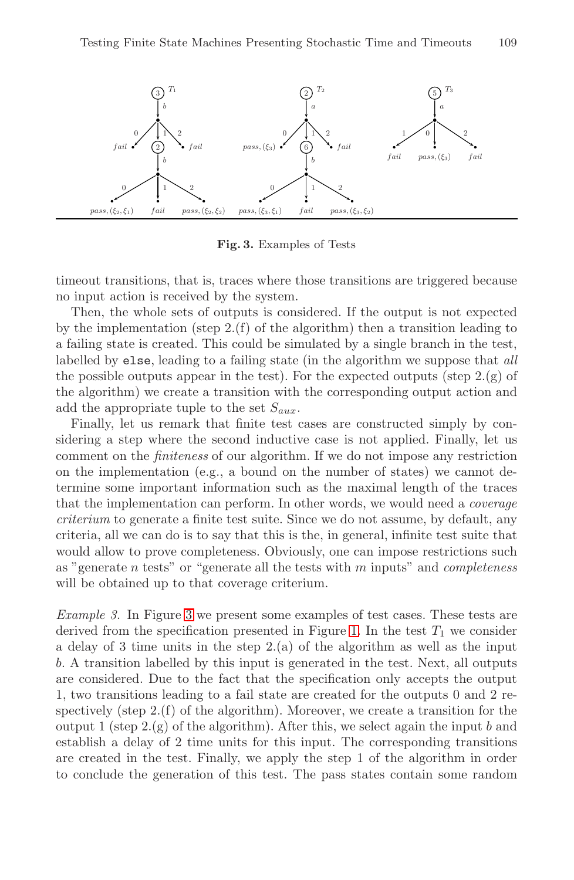**Fig. 3.** Examples of Tests

timeout transitions, that is, traces where those transitions are triggered because no input action is received by the system.

Then, the whole sets of outputs is considered. If the output is not expected by the implementation (step 2.(f) of the algorithm) then a transition leading to a failing state is created. This could be simulated by a single branch in the test, labelled by `else`, leading to a failing state (in the algorithm we suppose that *all* the possible outputs appear in the test). For the expected outputs (step 2.(g) of the algorithm) we create a transition with the corresponding output action and add the appropriate tuple to the set $S_{aux}$.

Finally, let us remark that finite test cases are constructed simply by considering a step where the second inductive case is not applied. Finally, let us comment on the *finiteness* of our algorithm. If we do not impose any restriction on the implementation (e.g., a bound on the number of states) we cannot determine some important information such as the maximal length of the traces that the implementation can perform. In other words, we would need a *coverage criterium* to generate a finite test suite. Since we do not assume, by default, any criteria, all we can do is to say that this is the, in general, infinite test suite that would allow to prove completeness. Obviously, one can impose restrictions such as "generate $n$ tests" or "generate all the tests with $m$ inputs" and *completeness* will be obtained up to that coverage criterium.

*Example 3.* In Figure 3 we present some examples of test cases. These tests are derived from the specification presented in Figure 1. In the test $T_1$ we consider a delay of 3 time units in the step 2.(a) of the algorithm as well as the input $b$. A transition labelled by this input is generated in the test. Next, all outputs are considered. Due to the fact that the specification only accepts the output 1, two transitions leading to a fail state are created for the outputs 0 and 2 respectively (step 2.(f) of the algorithm). Moreover, we create a transition for the output 1 (step 2.(g) of the algorithm). After this, we select again the input $b$ and establish a delay of 2 time units for this input. The corresponding transitions are created in the test. Finally, we apply the step 1 of the algorithm in order to conclude the generation of this test. The pass states contain some random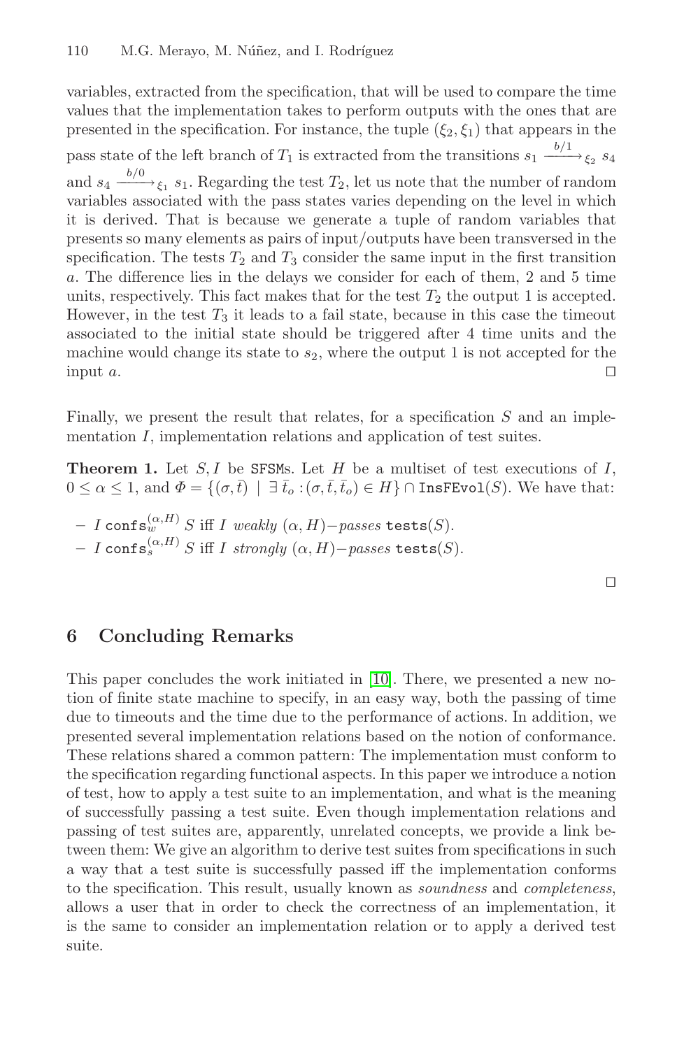variables, extracted from the specification, that will be used to compare the time values that the implementation takes to perform outputs with the ones that are presented in the specification. For instance, the tuple $(\xi_2, \xi_1)$ that appears in the pass state of the left branch of $T_1$ is extracted from the transitions $s_1 \xrightarrow{b/1}_{\xi_2} s_4$ and $s_4 \xrightarrow{b/0}_{\xi_1} s_1$. Regarding the test $T_2$, let us note that the number of random variables associated with the pass states varies depending on the level in which it is derived. That is because we generate a tuple of random variables that presents so many elements as pairs of input/outputs have been transversed in the specification. The tests $T_2$ and $T_3$ consider the same input in the first transition $a$. The difference lies in the delays we consider for each of them, 2 and 5 time units, respectively. This fact makes that for the test $T_2$ the output 1 is accepted. However, in the test $T_3$ it leads to a fail state, because in this case the timeout associated to the initial state should be triggered after 4 time units and the machine would change its state to $s_2$, where the output 1 is not accepted for the input $a$. □

Finally, we present the result that relates, for a specification $S$ and an implementation $I$, implementation relations and application of test suites.

**Theorem 1.** Let $S, I$ be SFSMs. Let $H$ be a multiset of test executions of $I$, $0 \leq \alpha \leq 1$, and $\Phi = \{(\sigma, \bar{t}) \mid \exists\, \bar{t}_o : (\sigma, \bar{t}, \bar{t}_o) \in H\} \cap \mathtt{InsFEvol}(S)$. We have that:

- $I \ \mathtt{confs}_w^{(\alpha,H)}\ S$ iff $I$ *weakly* $(\alpha, H)$*−passes* $\mathtt{tests}(S)$.
- $I \ \mathtt{confs}_s^{(\alpha,H)}\ S$ iff $I$ *strongly* $(\alpha, H)$*−passes* $\mathtt{tests}(S)$.

□

## 6 Concluding Remarks

This paper concludes the work initiated in [10]. There, we presented a new notion of finite state machine to specify, in an easy way, both the passing of time due to timeouts and the time due to the performance of actions. In addition, we presented several implementation relations based on the notion of conformance. These relations shared a common pattern: The implementation must conform to the specification regarding functional aspects. In this paper we introduce a notion of test, how to apply a test suite to an implementation, and what is the meaning of successfully passing a test suite. Even though implementation relations and passing of test suites are, apparently, unrelated concepts, we provide a link between them: We give an algorithm to derive test suites from specifications in such a way that a test suite is successfully passed iff the implementation conforms to the specification. This result, usually known as *soundness* and *completeness*, allows a user that in order to check the correctness of an implementation, it is the same to consider an implementation relation or to apply a derived test suite.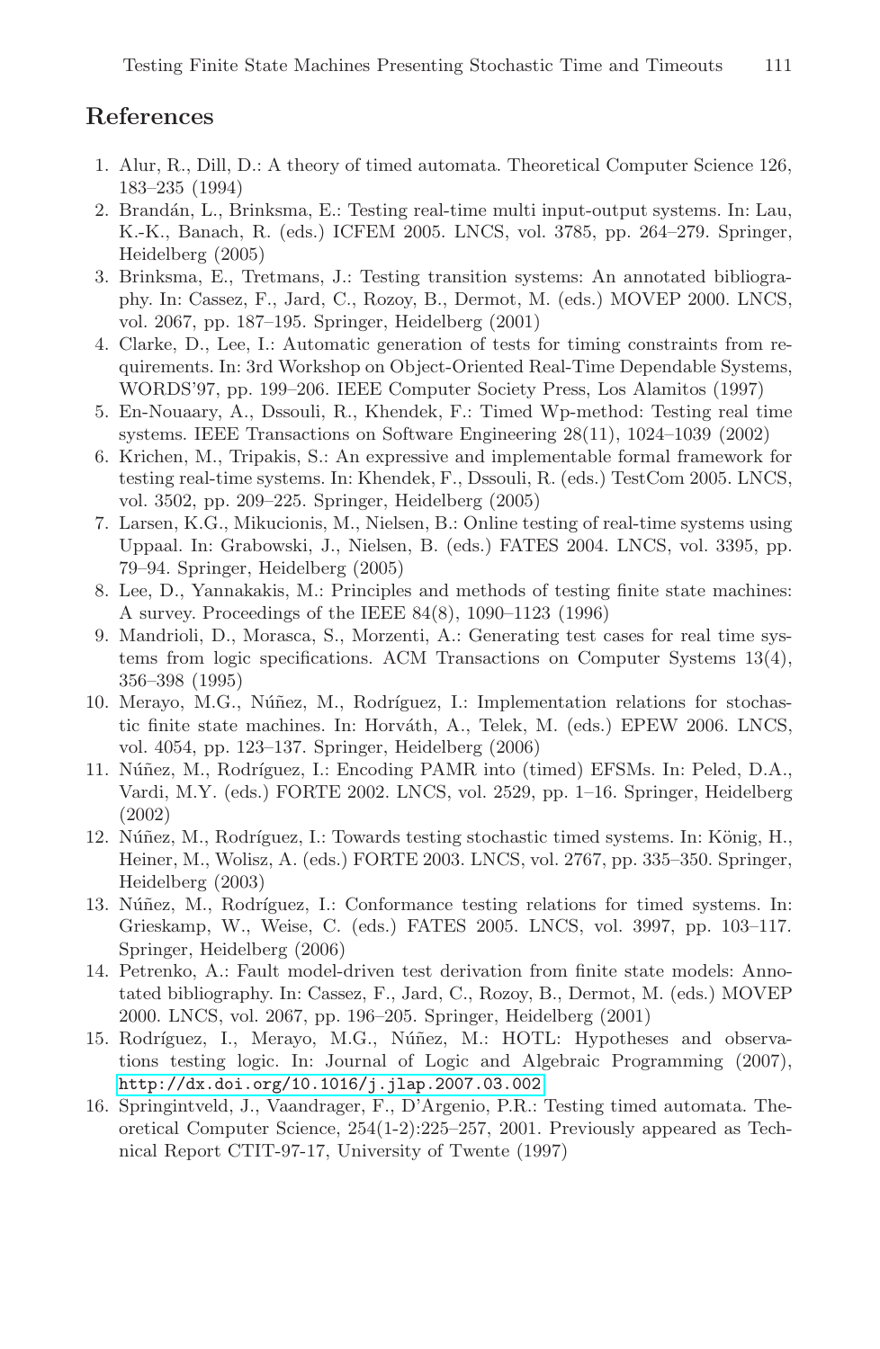## References

1. Alur, R., Dill, D.: A theory of timed automata. Theoretical Computer Science 126, 183–235 (1994)
2. Brandán, L., Brinksma, E.: Testing real-time multi input-output systems. In: Lau, K.-K., Banach, R. (eds.) ICFEM 2005. LNCS, vol. 3785, pp. 264–279. Springer, Heidelberg (2005)
3. Brinksma, E., Tretmans, J.: Testing transition systems: An annotated bibliography. In: Cassez, F., Jard, C., Rozoy, B., Dermot, M. (eds.) MOVEP 2000. LNCS, vol. 2067, pp. 187–195. Springer, Heidelberg (2001)
4. Clarke, D., Lee, I.: Automatic generation of tests for timing constraints from requirements. In: 3rd Workshop on Object-Oriented Real-Time Dependable Systems, WORDS'97, pp. 199–206. IEEE Computer Society Press, Los Alamitos (1997)
5. En-Nouaary, A., Dssouli, R., Khendek, F.: Timed Wp-method: Testing real time systems. IEEE Transactions on Software Engineering 28(11), 1024–1039 (2002)
6. Krichen, M., Tripakis, S.: An expressive and implementable formal framework for testing real-time systems. In: Khendek, F., Dssouli, R. (eds.) TestCom 2005. LNCS, vol. 3502, pp. 209–225. Springer, Heidelberg (2005)
7. Larsen, K.G., Mikucionis, M., Nielsen, B.: Online testing of real-time systems using Uppaal. In: Grabowski, J., Nielsen, B. (eds.) FATES 2004. LNCS, vol. 3395, pp. 79–94. Springer, Heidelberg (2005)
8. Lee, D., Yannakakis, M.: Principles and methods of testing finite state machines: A survey. Proceedings of the IEEE 84(8), 1090–1123 (1996)
9. Mandrioli, D., Morasca, S., Morzenti, A.: Generating test cases for real time systems from logic specifications. ACM Transactions on Computer Systems 13(4), 356–398 (1995)
10. Merayo, M.G., Núñez, M., Rodríguez, I.: Implementation relations for stochastic finite state machines. In: Horváth, A., Telek, M. (eds.) EPEW 2006. LNCS, vol. 4054, pp. 123–137. Springer, Heidelberg (2006)
11. Núñez, M., Rodríguez, I.: Encoding PAMR into (timed) EFSMs. In: Peled, D.A., Vardi, M.Y. (eds.) FORTE 2002. LNCS, vol. 2529, pp. 1–16. Springer, Heidelberg (2002)
12. Núñez, M., Rodríguez, I.: Towards testing stochastic timed systems. In: König, H., Heiner, M., Wolisz, A. (eds.) FORTE 2003. LNCS, vol. 2767, pp. 335–350. Springer, Heidelberg (2003)
13. Núñez, M., Rodríguez, I.: Conformance testing relations for timed systems. In: Grieskamp, W., Weise, C. (eds.) FATES 2005. LNCS, vol. 3997, pp. 103–117. Springer, Heidelberg (2006)
14. Petrenko, A.: Fault model-driven test derivation from finite state models: Annotated bibliography. In: Cassez, F., Jard, C., Rozoy, B., Dermot, M. (eds.) MOVEP 2000. LNCS, vol. 2067, pp. 196–205. Springer, Heidelberg (2001)
15. Rodríguez, I., Merayo, M.G., Núñez, M.: HOTL: Hypotheses and observations testing logic. In: Journal of Logic and Algebraic Programming (2007), http://dx.doi.org/10.1016/j.jlap.2007.03.002
16. Springintveld, J., Vaandrager, F., D'Argenio, P.R.: Testing timed automata. Theoretical Computer Science, 254(1-2):225–257, 2001. Previously appeared as Technical Report CTIT-97-17, University of Twente (1997)